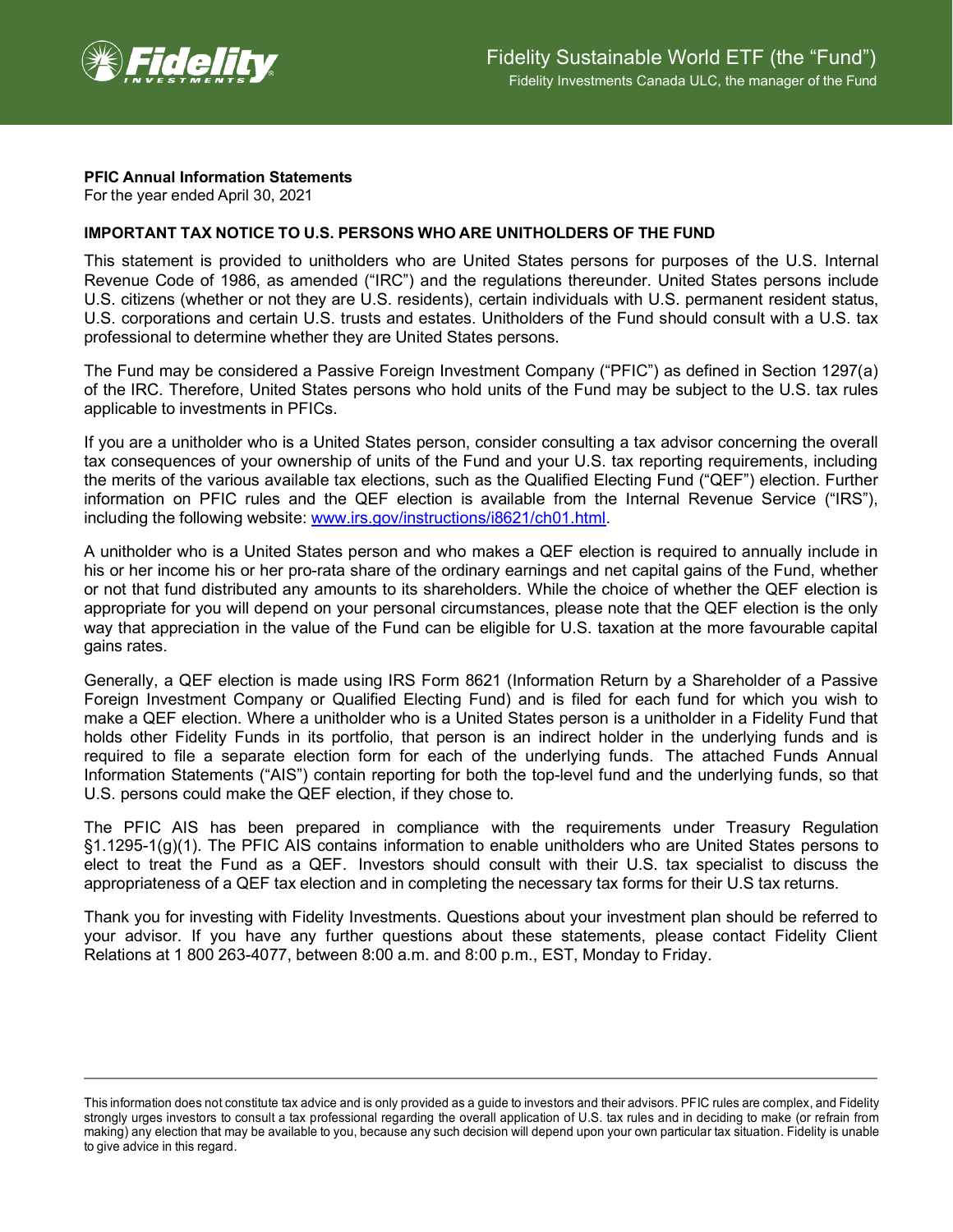Fidelity Sustainable World ETF (the "Fund")

Fidelity Investments Canada ULC, the manager of the Fund

**PFIC Annual Information Statements**
For the year ended April 30, 2021

**IMPORTANT TAX NOTICE TO U.S. PERSONS WHO ARE UNITHOLDERS OF THE FUND**

This statement is provided to unitholders who are United States persons for purposes of the U.S. Internal Revenue Code of 1986, as amended ("IRC") and the regulations thereunder. United States persons include U.S. citizens (whether or not they are U.S. residents), certain individuals with U.S. permanent resident status, U.S. corporations and certain U.S. trusts and estates. Unitholders of the Fund should consult with a U.S. tax professional to determine whether they are United States persons.

The Fund may be considered a Passive Foreign Investment Company ("PFIC") as defined in Section 1297(a) of the IRC. Therefore, United States persons who hold units of the Fund may be subject to the U.S. tax rules applicable to investments in PFICs.

If you are a unitholder who is a United States person, consider consulting a tax advisor concerning the overall tax consequences of your ownership of units of the Fund and your U.S. tax reporting requirements, including the merits of the various available tax elections, such as the Qualified Electing Fund ("QEF") election. Further information on PFIC rules and the QEF election is available from the Internal Revenue Service ("IRS"), including the following website: [www.irs.gov/instructions/i8621/ch01.html](www.irs.gov/instructions/i8621/ch01.html).

A unitholder who is a United States person and who makes a QEF election is required to annually include in his or her income his or her pro-rata share of the ordinary earnings and net capital gains of the Fund, whether or not that fund distributed any amounts to its shareholders. While the choice of whether the QEF election is appropriate for you will depend on your personal circumstances, please note that the QEF election is the only way that appreciation in the value of the Fund can be eligible for U.S. taxation at the more favourable capital gains rates.

Generally, a QEF election is made using IRS Form 8621 (Information Return by a Shareholder of a Passive Foreign Investment Company or Qualified Electing Fund) and is filed for each fund for which you wish to make a QEF election. Where a unitholder who is a United States person is a unitholder in a Fidelity Fund that holds other Fidelity Funds in its portfolio, that person is an indirect holder in the underlying funds and is required to file a separate election form for each of the underlying funds. The attached Funds Annual Information Statements ("AIS") contain reporting for both the top-level fund and the underlying funds, so that U.S. persons could make the QEF election, if they chose to.

The PFIC AIS has been prepared in compliance with the requirements under Treasury Regulation §1.1295-1(g)(1). The PFIC AIS contains information to enable unitholders who are United States persons to elect to treat the Fund as a QEF. Investors should consult with their U.S. tax specialist to discuss the appropriateness of a QEF tax election and in completing the necessary tax forms for their U.S tax returns.

Thank you for investing with Fidelity Investments. Questions about your investment plan should be referred to your advisor. If you have any further questions about these statements, please contact Fidelity Client Relations at 1 800 263-4077, between 8:00 a.m. and 8:00 p.m., EST, Monday to Friday.

---

This information does not constitute tax advice and is only provided as a guide to investors and their advisors. PFIC rules are complex, and Fidelity strongly urges investors to consult a tax professional regarding the overall application of U.S. tax rules and in deciding to make (or refrain from making) any election that may be available to you, because any such decision will depend upon your own particular tax situation. Fidelity is unable to give advice in this regard.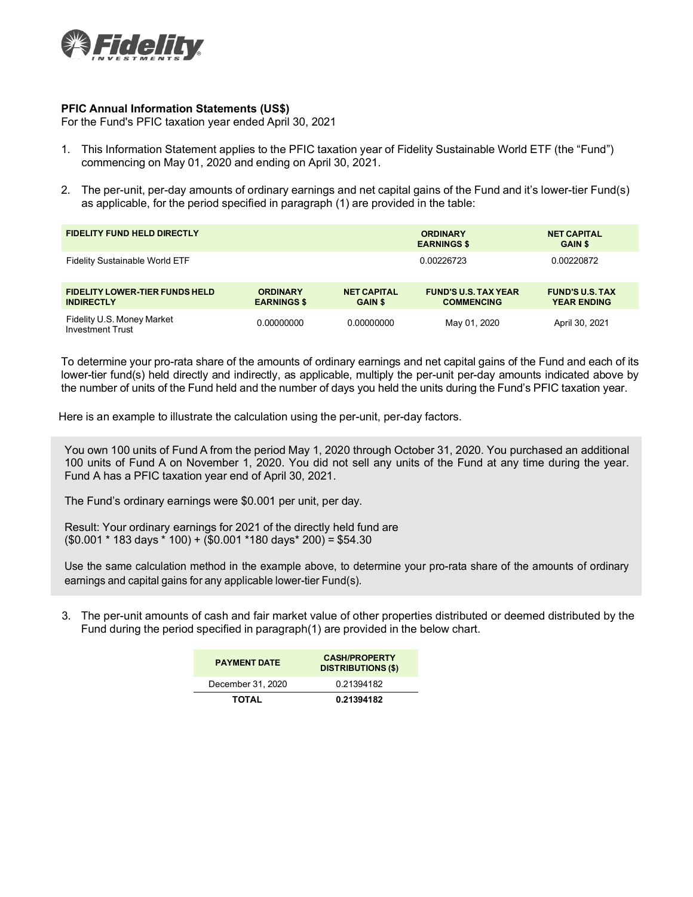**PFIC Annual Information Statements (US$)**
For the Fund's PFIC taxation year ended April 30, 2021

1. This Information Statement applies to the PFIC taxation year of Fidelity Sustainable World ETF (the "Fund") commencing on May 01, 2020 and ending on April 30, 2021.

2. The per-unit, per-day amounts of ordinary earnings and net capital gains of the Fund and it's lower-tier Fund(s) as applicable, for the period specified in paragraph (1) are provided in the table:

| FIDELITY FUND HELD DIRECTLY | ORDINARY EARNINGS $ | NET CAPITAL GAIN $ |
|---|---|---|
| Fidelity Sustainable World ETF | 0.00226723 | 0.00220872 |

| FIDELITY LOWER-TIER FUNDS HELD INDIRECTLY | ORDINARY EARNINGS $ | NET CAPITAL GAIN $ | FUND'S U.S. TAX YEAR COMMENCING | FUND'S U.S. TAX YEAR ENDING |
|---|---|---|---|---|
| Fidelity U.S. Money Market Investment Trust | 0.00000000 | 0.00000000 | May 01, 2020 | April 30, 2021 |

To determine your pro-rata share of the amounts of ordinary earnings and net capital gains of the Fund and each of its lower-tier fund(s) held directly and indirectly, as applicable, multiply the per-unit per-day amounts indicated above by the number of units of the Fund held and the number of days you held the units during the Fund's PFIC taxation year.

Here is an example to illustrate the calculation using the per-unit, per-day factors.

> You own 100 units of Fund A from the period May 1, 2020 through October 31, 2020. You purchased an additional 100 units of Fund A on November 1, 2020. You did not sell any units of the Fund at any time during the year. Fund A has a PFIC taxation year end of April 30, 2021.
>
> The Fund's ordinary earnings were $0.001 per unit, per day.
>
> Result: Your ordinary earnings for 2021 of the directly held fund are
> ($0.001 * 183 days * 100) + ($0.001 *180 days* 200) = $54.30
>
> Use the same calculation method in the example above, to determine your pro-rata share of the amounts of ordinary earnings and capital gains for any applicable lower-tier Fund(s).

3. The per-unit amounts of cash and fair market value of other properties distributed or deemed distributed by the Fund during the period specified in paragraph(1) are provided in the below chart.

| PAYMENT DATE | CASH/PROPERTY DISTRIBUTIONS ($) |
|---|---|
| December 31, 2020 | 0.21394182 |
| **TOTAL** | **0.21394182** |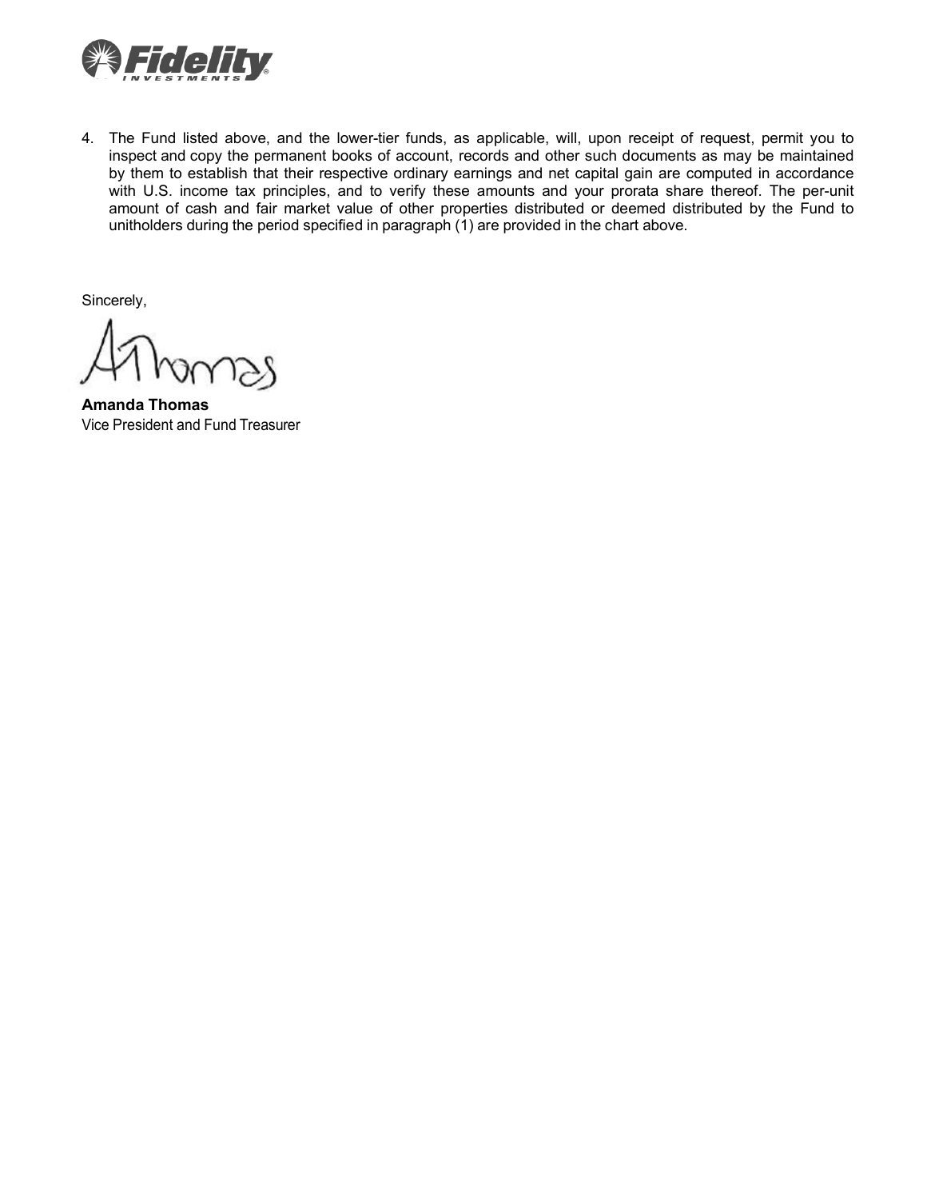4. The Fund listed above, and the lower-tier funds, as applicable, will, upon receipt of request, permit you to inspect and copy the permanent books of account, records and other such documents as may be maintained by them to establish that their respective ordinary earnings and net capital gain are computed in accordance with U.S. income tax principles, and to verify these amounts and your prorata share thereof. The per-unit amount of cash and fair market value of other properties distributed or deemed distributed by the Fund to unitholders during the period specified in paragraph (1) are provided in the chart above.

Sincerely,

**Amanda Thomas**
Vice President and Fund Treasurer